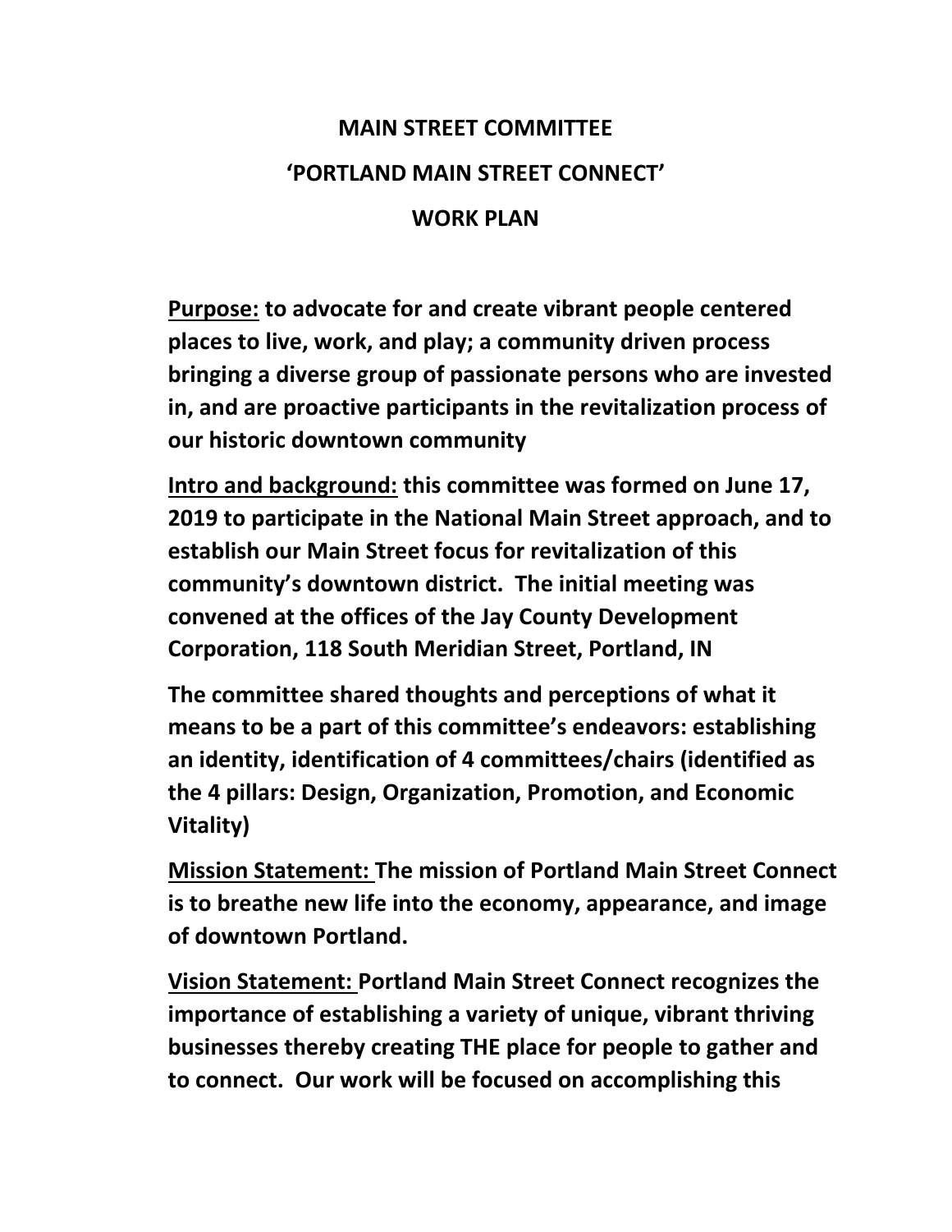# MAIN STREET COMMITTEE

# 'PORTLAND MAIN STREET CONNECT'

# WORK PLAN

**<u>Purpose:</u> to advocate for and create vibrant people centered places to live, work, and play; a community driven process bringing a diverse group of passionate persons who are invested in, and are proactive participants in the revitalization process of our historic downtown community**

**<u>Intro and background:</u> this committee was formed on June 17, 2019 to participate in the National Main Street approach, and to establish our Main Street focus for revitalization of this community's downtown district. The initial meeting was convened at the offices of the Jay County Development Corporation, 118 South Meridian Street, Portland, IN**

**The committee shared thoughts and perceptions of what it means to be a part of this committee's endeavors: establishing an identity, identification of 4 committees/chairs (identified as the 4 pillars: Design, Organization, Promotion, and Economic Vitality)**

**<u>Mission Statement:</u> The mission of Portland Main Street Connect is to breathe new life into the economy, appearance, and image of downtown Portland.**

**<u>Vision Statement:</u> Portland Main Street Connect recognizes the importance of establishing a variety of unique, vibrant thriving businesses thereby creating THE place for people to gather and to connect. Our work will be focused on accomplishing this**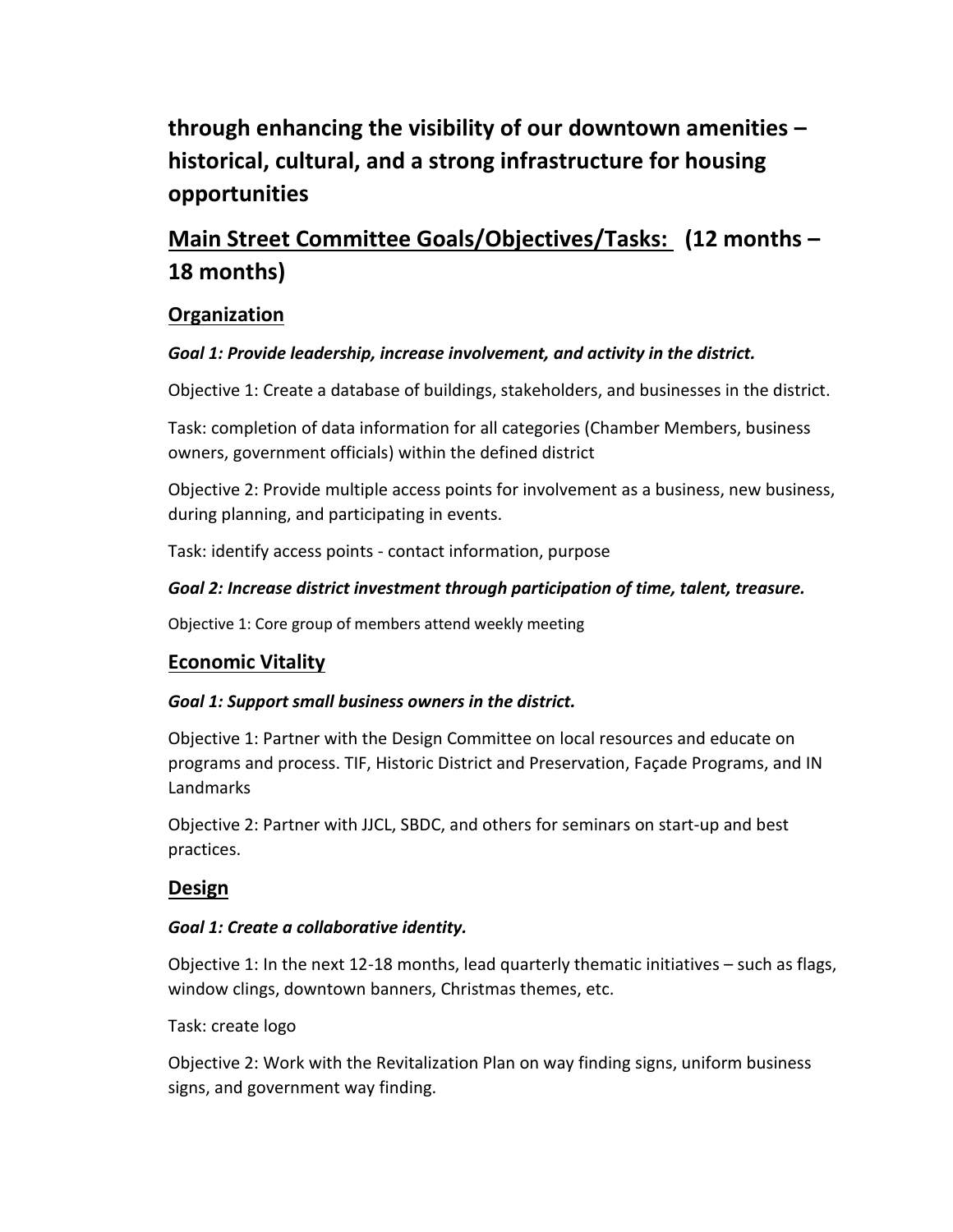**through enhancing the visibility of our downtown amenities – historical, cultural, and a strong infrastructure for housing opportunities**

## <u>Main Street Committee Goals/Objectives/Tasks:</u> (12 months – 18 months)

### <u>Organization</u>

***Goal 1: Provide leadership, increase involvement, and activity in the district.***

Objective 1: Create a database of buildings, stakeholders, and businesses in the district.

Task: completion of data information for all categories (Chamber Members, business owners, government officials) within the defined district

Objective 2: Provide multiple access points for involvement as a business, new business, during planning, and participating in events.

Task: identify access points - contact information, purpose

***Goal 2: Increase district investment through participation of time, talent, treasure.***

Objective 1: Core group of members attend weekly meeting

### <u>Economic Vitality</u>

***Goal 1: Support small business owners in the district.***

Objective 1: Partner with the Design Committee on local resources and educate on programs and process. TIF, Historic District and Preservation, Façade Programs, and IN Landmarks

Objective 2: Partner with JJCL, SBDC, and others for seminars on start-up and best practices.

### <u>Design</u>

***Goal 1: Create a collaborative identity.***

Objective 1: In the next 12-18 months, lead quarterly thematic initiatives – such as flags, window clings, downtown banners, Christmas themes, etc.

Task: create logo

Objective 2: Work with the Revitalization Plan on way finding signs, uniform business signs, and government way finding.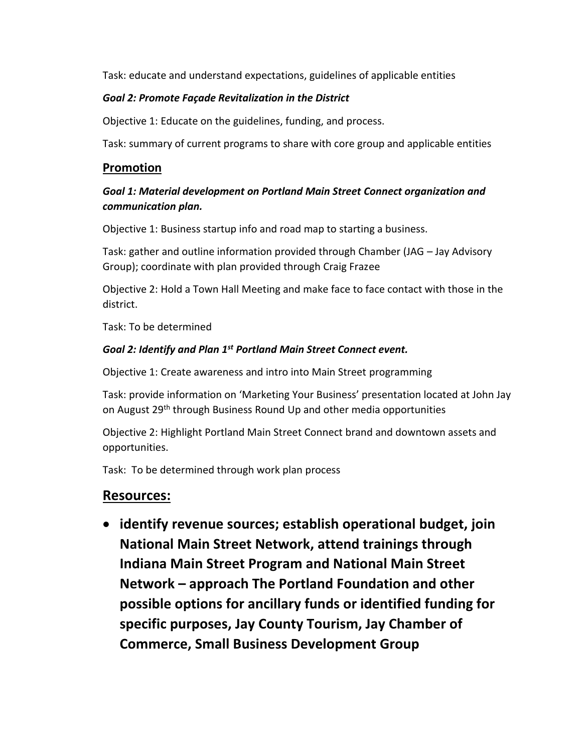Task: educate and understand expectations, guidelines of applicable entities

***Goal 2: Promote Façade Revitalization in the District***

Objective 1: Educate on the guidelines, funding, and process.

Task: summary of current programs to share with core group and applicable entities

## Promotion

***Goal 1: Material development on Portland Main Street Connect organization and communication plan.***

Objective 1: Business startup info and road map to starting a business.

Task: gather and outline information provided through Chamber (JAG – Jay Advisory Group); coordinate with plan provided through Craig Frazee

Objective 2: Hold a Town Hall Meeting and make face to face contact with those in the district.

Task: To be determined

***Goal 2: Identify and Plan 1st Portland Main Street Connect event.***

Objective 1: Create awareness and intro into Main Street programming

Task: provide information on 'Marketing Your Business' presentation located at John Jay on August 29th through Business Round Up and other media opportunities

Objective 2: Highlight Portland Main Street Connect brand and downtown assets and opportunities.

Task: To be determined through work plan process

## Resources:

- **identify revenue sources; establish operational budget, join National Main Street Network, attend trainings through Indiana Main Street Program and National Main Street Network – approach The Portland Foundation and other possible options for ancillary funds or identified funding for specific purposes, Jay County Tourism, Jay Chamber of Commerce, Small Business Development Group**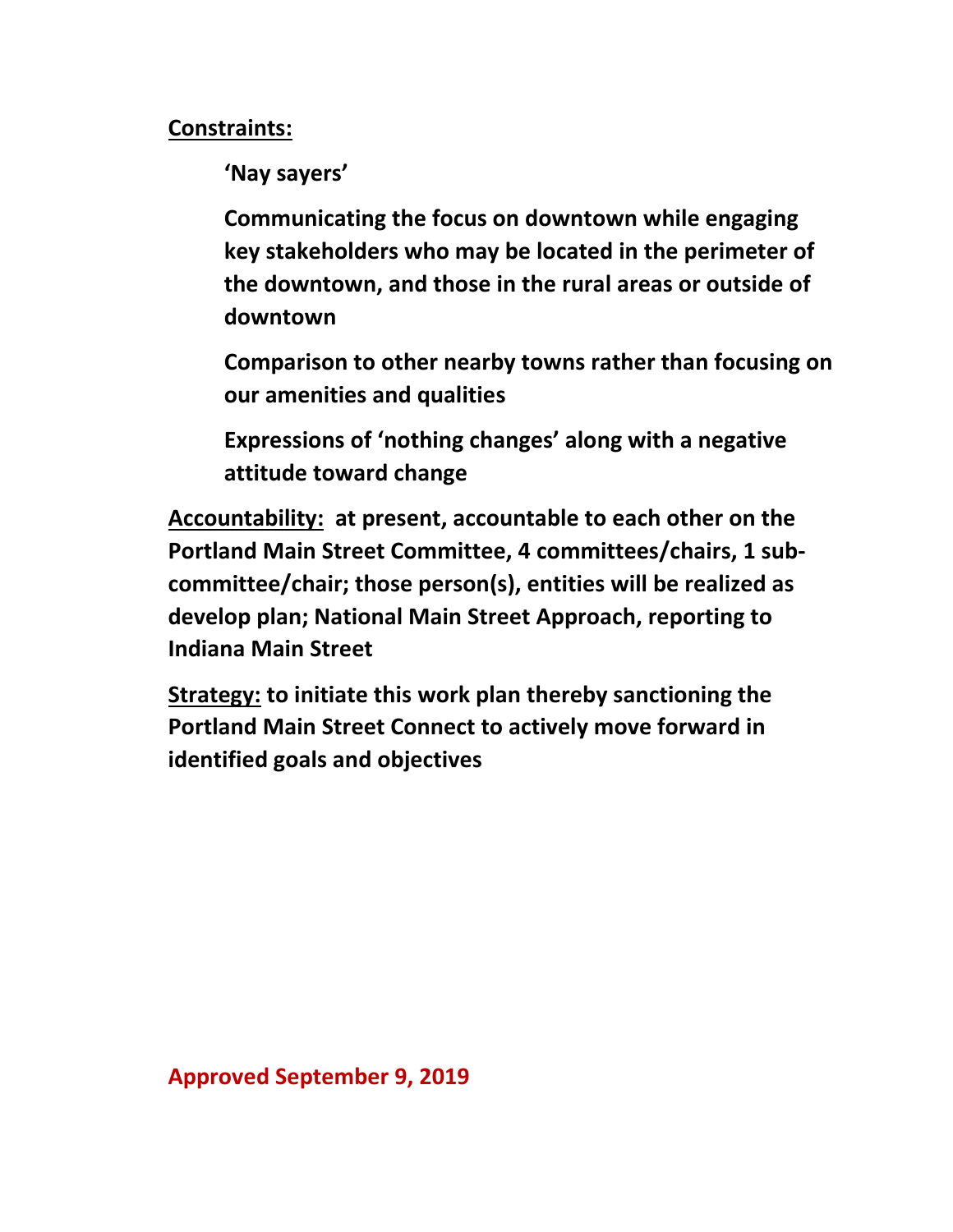**<u>Constraints:</u>**

**'Nay sayers'**

**Communicating the focus on downtown while engaging key stakeholders who may be located in the perimeter of the downtown, and those in the rural areas or outside of downtown**

**Comparison to other nearby towns rather than focusing on our amenities and qualities**

**Expressions of 'nothing changes' along with a negative attitude toward change**

**<u>Accountability:</u> at present, accountable to each other on the Portland Main Street Committee, 4 committees/chairs, 1 sub-committee/chair; those person(s), entities will be realized as develop plan; National Main Street Approach, reporting to Indiana Main Street**

**<u>Strategy:</u> to initiate this work plan thereby sanctioning the Portland Main Street Connect to actively move forward in identified goals and objectives**

**Approved September 9, 2019**